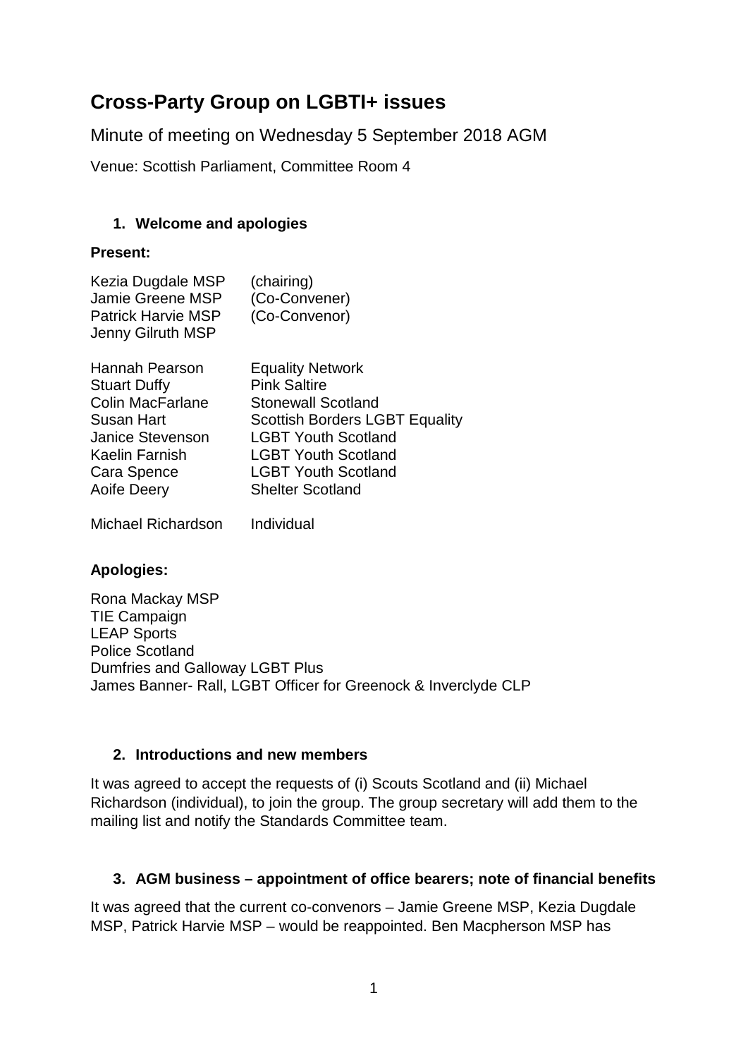# Cross-Party Group on LGBTI+ issues

Minute of meeting on Wednesday 5 September 2018 AGM

Venue: Scottish Parliament, Committee Room 4

## 1. Welcome and apologies

**Present:**

| | |
|---|---|
| Kezia Dugdale MSP | (chairing) |
| Jamie Greene MSP | (Co-Convener) |
| Patrick Harvie MSP | (Co-Convenor) |
| Jenny Gilruth MSP | |

| | |
|---|---|
| Hannah Pearson | Equality Network |
| Stuart Duffy | Pink Saltire |
| Colin MacFarlane | Stonewall Scotland |
| Susan Hart | Scottish Borders LGBT Equality |
| Janice Stevenson | LGBT Youth Scotland |
| Kaelin Farnish | LGBT Youth Scotland |
| Cara Spence | LGBT Youth Scotland |
| Aoife Deery | Shelter Scotland |
| Michael Richardson | Individual |

**Apologies:**

Rona Mackay MSP
TIE Campaign
LEAP Sports
Police Scotland
Dumfries and Galloway LGBT Plus
James Banner- Rall, LGBT Officer for Greenock & Inverclyde CLP

## 2. Introductions and new members

It was agreed to accept the requests of (i) Scouts Scotland and (ii) Michael Richardson (individual), to join the group. The group secretary will add them to the mailing list and notify the Standards Committee team.

## 3. AGM business – appointment of office bearers; note of financial benefits

It was agreed that the current co-convenors – Jamie Greene MSP, Kezia Dugdale MSP, Patrick Harvie MSP – would be reappointed. Ben Macpherson MSP has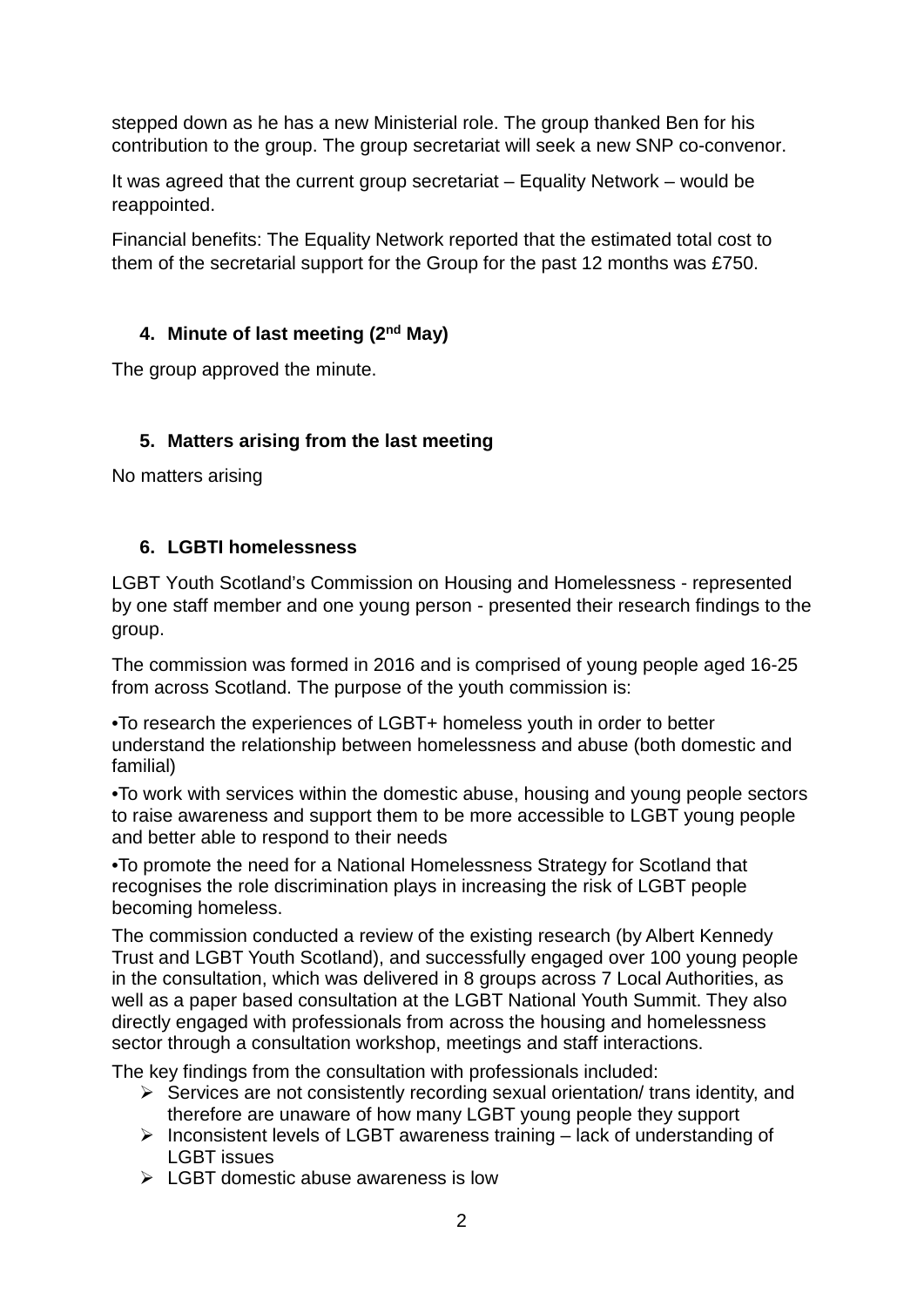stepped down as he has a new Ministerial role. The group thanked Ben for his contribution to the group. The group secretariat will seek a new SNP co-convenor.

It was agreed that the current group secretariat – Equality Network – would be reappointed.

Financial benefits: The Equality Network reported that the estimated total cost to them of the secretarial support for the Group for the past 12 months was £750.

### 4. Minute of last meeting (2nd May)

The group approved the minute.

### 5. Matters arising from the last meeting

No matters arising

### 6. LGBTI homelessness

LGBT Youth Scotland's Commission on Housing and Homelessness - represented by one staff member and one young person - presented their research findings to the group.

The commission was formed in 2016 and is comprised of young people aged 16-25 from across Scotland. The purpose of the youth commission is:

•To research the experiences of LGBT+ homeless youth in order to better understand the relationship between homelessness and abuse (both domestic and familial)

•To work with services within the domestic abuse, housing and young people sectors to raise awareness and support them to be more accessible to LGBT young people and better able to respond to their needs

•To promote the need for a National Homelessness Strategy for Scotland that recognises the role discrimination plays in increasing the risk of LGBT people becoming homeless.

The commission conducted a review of the existing research (by Albert Kennedy Trust and LGBT Youth Scotland), and successfully engaged over 100 young people in the consultation, which was delivered in 8 groups across 7 Local Authorities, as well as a paper based consultation at the LGBT National Youth Summit. They also directly engaged with professionals from across the housing and homelessness sector through a consultation workshop, meetings and staff interactions.

The key findings from the consultation with professionals included:

- Services are not consistently recording sexual orientation/ trans identity, and therefore are unaware of how many LGBT young people they support
- Inconsistent levels of LGBT awareness training – lack of understanding of LGBT issues
- LGBT domestic abuse awareness is low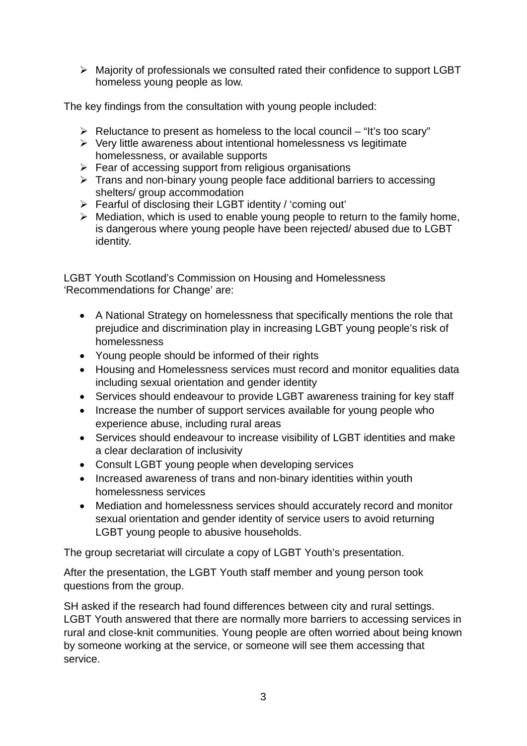- Majority of professionals we consulted rated their confidence to support LGBT homeless young people as low.

The key findings from the consultation with young people included:

- Reluctance to present as homeless to the local council – "It's too scary"
- Very little awareness about intentional homelessness vs legitimate homelessness, or available supports
- Fear of accessing support from religious organisations
- Trans and non-binary young people face additional barriers to accessing shelters/ group accommodation
- Fearful of disclosing their LGBT identity / 'coming out'
- Mediation, which is used to enable young people to return to the family home, is dangerous where young people have been rejected/ abused due to LGBT identity.

LGBT Youth Scotland's Commission on Housing and Homelessness 'Recommendations for Change' are:

- A National Strategy on homelessness that specifically mentions the role that prejudice and discrimination play in increasing LGBT young people's risk of homelessness
- Young people should be informed of their rights
- Housing and Homelessness services must record and monitor equalities data including sexual orientation and gender identity
- Services should endeavour to provide LGBT awareness training for key staff
- Increase the number of support services available for young people who experience abuse, including rural areas
- Services should endeavour to increase visibility of LGBT identities and make a clear declaration of inclusivity
- Consult LGBT young people when developing services
- Increased awareness of trans and non-binary identities within youth homelessness services
- Mediation and homelessness services should accurately record and monitor sexual orientation and gender identity of service users to avoid returning LGBT young people to abusive households.

The group secretariat will circulate a copy of LGBT Youth's presentation.

After the presentation, the LGBT Youth staff member and young person took questions from the group.

SH asked if the research had found differences between city and rural settings. LGBT Youth answered that there are normally more barriers to accessing services in rural and close-knit communities. Young people are often worried about being known by someone working at the service, or someone will see them accessing that service.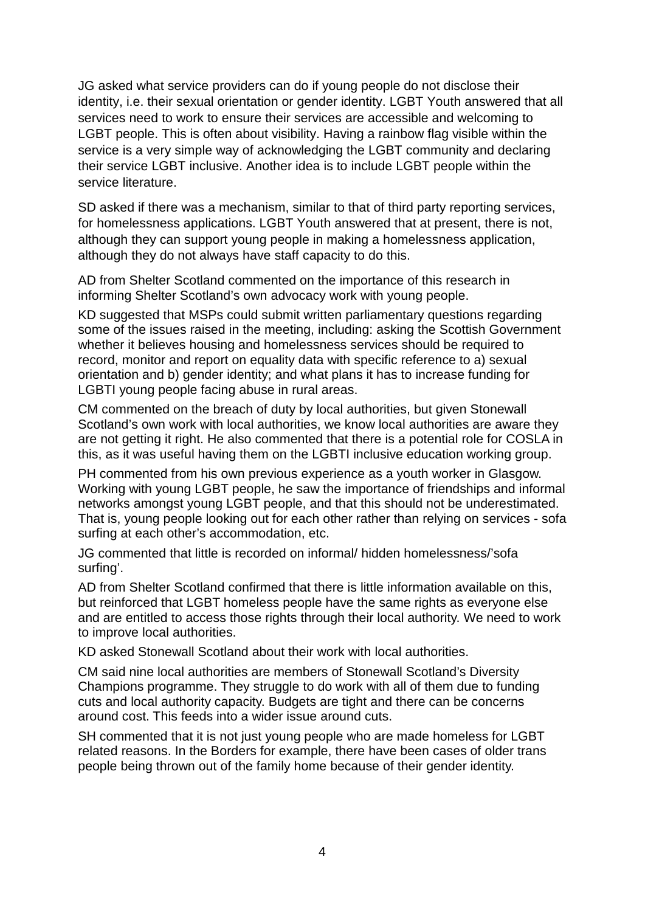JG asked what service providers can do if young people do not disclose their identity, i.e. their sexual orientation or gender identity. LGBT Youth answered that all services need to work to ensure their services are accessible and welcoming to LGBT people. This is often about visibility. Having a rainbow flag visible within the service is a very simple way of acknowledging the LGBT community and declaring their service LGBT inclusive. Another idea is to include LGBT people within the service literature.

SD asked if there was a mechanism, similar to that of third party reporting services, for homelessness applications. LGBT Youth answered that at present, there is not, although they can support young people in making a homelessness application, although they do not always have staff capacity to do this.

AD from Shelter Scotland commented on the importance of this research in informing Shelter Scotland's own advocacy work with young people.

KD suggested that MSPs could submit written parliamentary questions regarding some of the issues raised in the meeting, including: asking the Scottish Government whether it believes housing and homelessness services should be required to record, monitor and report on equality data with specific reference to a) sexual orientation and b) gender identity; and what plans it has to increase funding for LGBTI young people facing abuse in rural areas.

CM commented on the breach of duty by local authorities, but given Stonewall Scotland's own work with local authorities, we know local authorities are aware they are not getting it right. He also commented that there is a potential role for COSLA in this, as it was useful having them on the LGBTI inclusive education working group.

PH commented from his own previous experience as a youth worker in Glasgow. Working with young LGBT people, he saw the importance of friendships and informal networks amongst young LGBT people, and that this should not be underestimated. That is, young people looking out for each other rather than relying on services - sofa surfing at each other's accommodation, etc.

JG commented that little is recorded on informal/ hidden homelessness/'sofa surfing'.

AD from Shelter Scotland confirmed that there is little information available on this, but reinforced that LGBT homeless people have the same rights as everyone else and are entitled to access those rights through their local authority. We need to work to improve local authorities.

KD asked Stonewall Scotland about their work with local authorities.

CM said nine local authorities are members of Stonewall Scotland's Diversity Champions programme. They struggle to do work with all of them due to funding cuts and local authority capacity. Budgets are tight and there can be concerns around cost. This feeds into a wider issue around cuts.

SH commented that it is not just young people who are made homeless for LGBT related reasons. In the Borders for example, there have been cases of older trans people being thrown out of the family home because of their gender identity.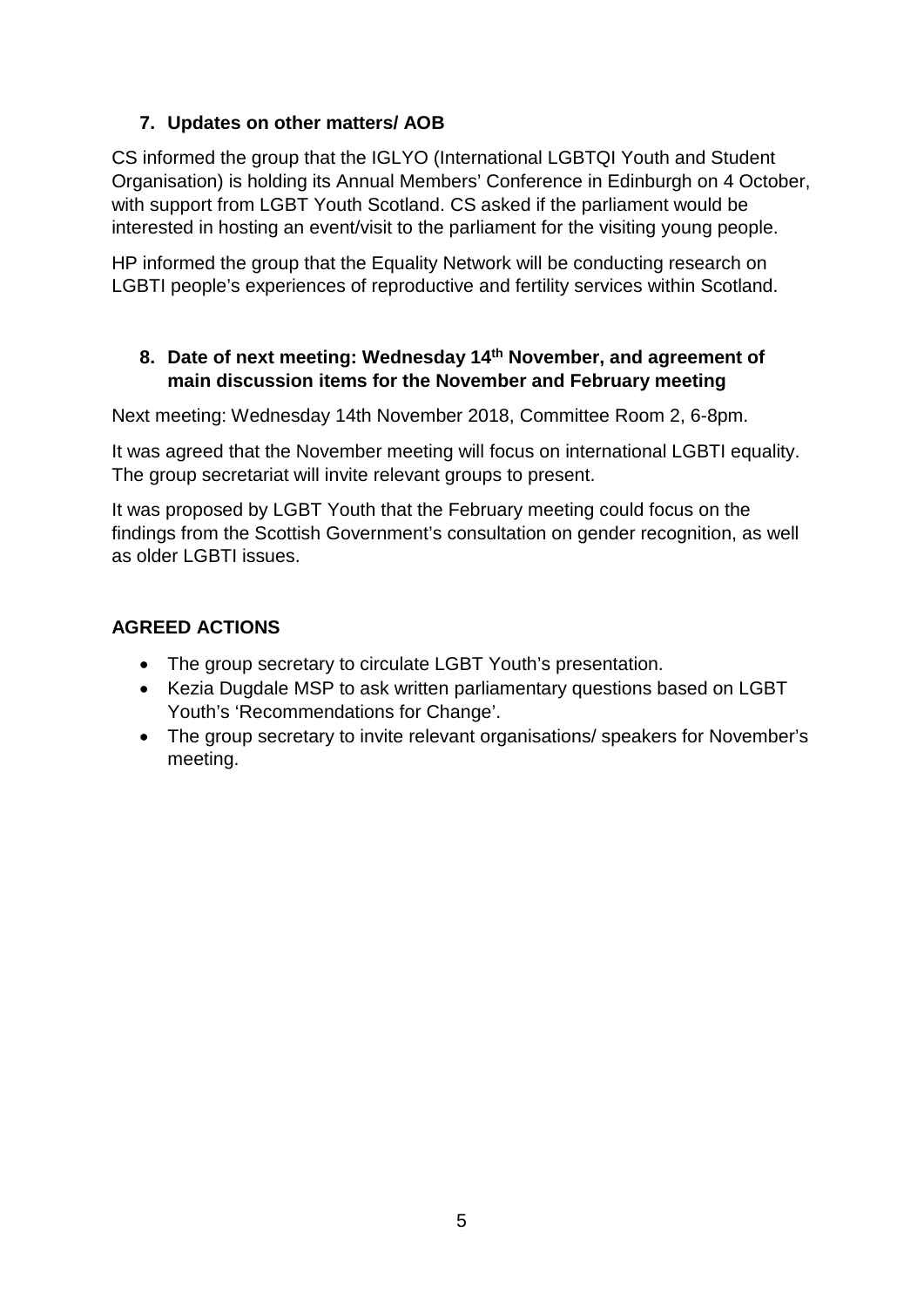### 7. Updates on other matters/ AOB

CS informed the group that the IGLYO (International LGBTQI Youth and Student Organisation) is holding its Annual Members' Conference in Edinburgh on 4 October, with support from LGBT Youth Scotland. CS asked if the parliament would be interested in hosting an event/visit to the parliament for the visiting young people.

HP informed the group that the Equality Network will be conducting research on LGBTI people's experiences of reproductive and fertility services within Scotland.

### 8. Date of next meeting: Wednesday 14th November, and agreement of main discussion items for the November and February meeting

Next meeting: Wednesday 14th November 2018, Committee Room 2, 6-8pm.

It was agreed that the November meeting will focus on international LGBTI equality. The group secretariat will invite relevant groups to present.

It was proposed by LGBT Youth that the February meeting could focus on the findings from the Scottish Government's consultation on gender recognition, as well as older LGBTI issues.

**AGREED ACTIONS**

- The group secretary to circulate LGBT Youth's presentation.
- Kezia Dugdale MSP to ask written parliamentary questions based on LGBT Youth's 'Recommendations for Change'.
- The group secretary to invite relevant organisations/ speakers for November's meeting.